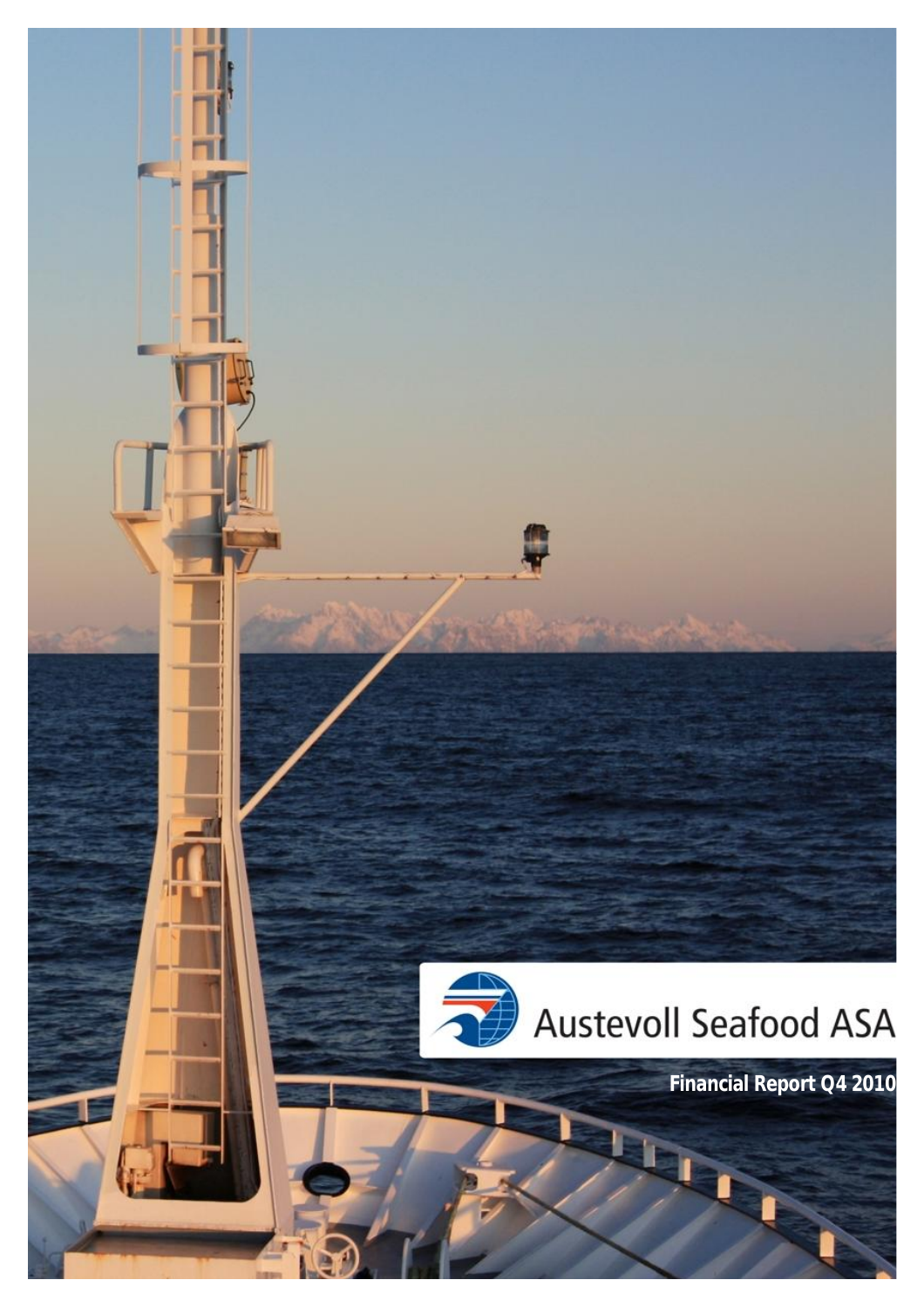Austevoll Seafood ASA

**Financial Report Q4 2010**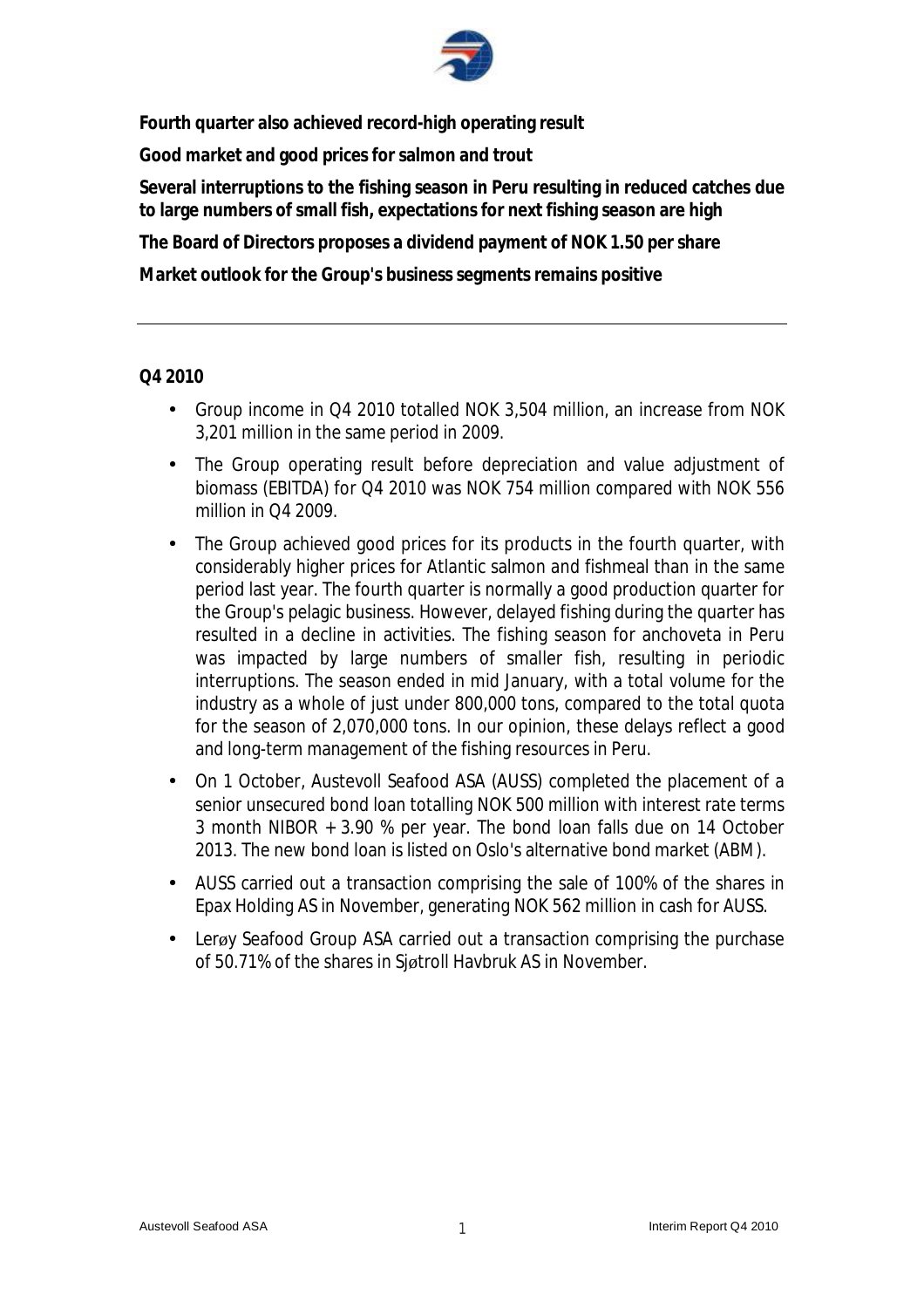**Fourth quarter also achieved record-high operating result**

**Good market and good prices for salmon and trout**

**Several interruptions to the fishing season in Peru resulting in reduced catches due to large numbers of small fish, expectations for next fishing season are high**

**The Board of Directors proposes a dividend payment of NOK 1.50 per share**

**Market outlook for the Group's business segments remains positive**

---

**Q4 2010**

- Group income in Q4 2010 totalled NOK 3,504 million, an increase from NOK 3,201 million in the same period in 2009.
- The Group operating result before depreciation and value adjustment of biomass (EBITDA) for Q4 2010 was NOK 754 million compared with NOK 556 million in Q4 2009.
- The Group achieved good prices for its products in the fourth quarter, with considerably higher prices for Atlantic salmon and fishmeal than in the same period last year. The fourth quarter is normally a good production quarter for the Group's pelagic business. However, delayed fishing during the quarter has resulted in a decline in activities. The fishing season for anchoveta in Peru was impacted by large numbers of smaller fish, resulting in periodic interruptions. The season ended in mid January, with a total volume for the industry as a whole of just under 800,000 tons, compared to the total quota for the season of 2,070,000 tons. In our opinion, these delays reflect a good and long-term management of the fishing resources in Peru.
- On 1 October, Austevoll Seafood ASA (AUSS) completed the placement of a senior unsecured bond loan totalling NOK 500 million with interest rate terms 3 month NIBOR + 3.90 % per year. The bond loan falls due on 14 October 2013. The new bond loan is listed on Oslo's alternative bond market (ABM).
- AUSS carried out a transaction comprising the sale of 100% of the shares in Epax Holding AS in November, generating NOK 562 million in cash for AUSS.
- Lerøy Seafood Group ASA carried out a transaction comprising the purchase of 50.71% of the shares in Sjøtroll Havbruk AS in November.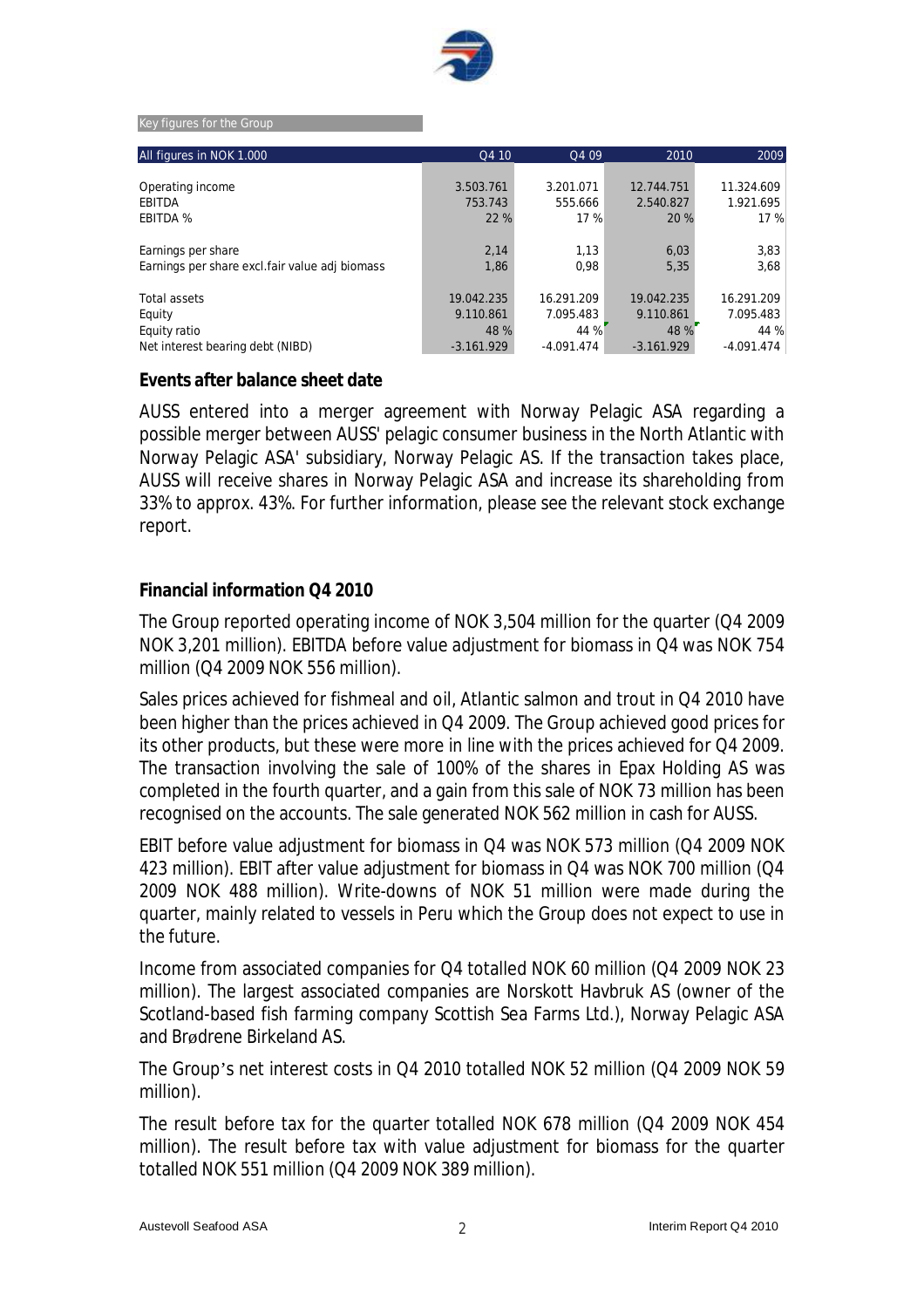Key figures for the Group

| All figures in NOK 1.000 | Q4 10 | Q4 09 | 2010 | 2009 |
|---|---|---|---|---|
| Operating income | 3.503.761 | 3.201.071 | 12.744.751 | 11.324.609 |
| EBITDA | 753.743 | 555.666 | 2.540.827 | 1.921.695 |
| EBITDA % | 22 % | 17 % | 20 % | 17 % |
| Earnings per share | 2,14 | 1,13 | 6,03 | 3,83 |
| Earnings per share excl.fair value adj biomass | 1,86 | 0,98 | 5,35 | 3,68 |
| Total assets | 19.042.235 | 16.291.209 | 19.042.235 | 16.291.209 |
| Equity | 9.110.861 | 7.095.483 | 9.110.861 | 7.095.483 |
| Equity ratio | 48 % | 44 % | 48 % | 44 % |
| Net interest bearing debt (NIBD) | -3.161.929 | -4.091.474 | -3.161.929 | -4.091.474 |

**Events after balance sheet date**

AUSS entered into a merger agreement with Norway Pelagic ASA regarding a possible merger between AUSS' pelagic consumer business in the North Atlantic with Norway Pelagic ASA' subsidiary, Norway Pelagic AS. If the transaction takes place, AUSS will receive shares in Norway Pelagic ASA and increase its shareholding from 33% to approx. 43%. For further information, please see the relevant stock exchange report.

**Financial information Q4 2010**

The Group reported operating income of NOK 3,504 million for the quarter (Q4 2009 NOK 3,201 million). EBITDA before value adjustment for biomass in Q4 was NOK 754 million (Q4 2009 NOK 556 million).

Sales prices achieved for fishmeal and oil, Atlantic salmon and trout in Q4 2010 have been higher than the prices achieved in Q4 2009. The Group achieved good prices for its other products, but these were more in line with the prices achieved for Q4 2009. The transaction involving the sale of 100% of the shares in Epax Holding AS was completed in the fourth quarter, and a gain from this sale of NOK 73 million has been recognised on the accounts. The sale generated NOK 562 million in cash for AUSS.

EBIT before value adjustment for biomass in Q4 was NOK 573 million (Q4 2009 NOK 423 million). EBIT after value adjustment for biomass in Q4 was NOK 700 million (Q4 2009 NOK 488 million). Write-downs of NOK 51 million were made during the quarter, mainly related to vessels in Peru which the Group does not expect to use in the future.

Income from associated companies for Q4 totalled NOK 60 million (Q4 2009 NOK 23 million). The largest associated companies are Norskott Havbruk AS (owner of the Scotland-based fish farming company Scottish Sea Farms Ltd.), Norway Pelagic ASA and Brødrene Birkeland AS.

The Group's net interest costs in Q4 2010 totalled NOK 52 million (Q4 2009 NOK 59 million).

The result before tax for the quarter totalled NOK 678 million (Q4 2009 NOK 454 million). The result before tax with value adjustment for biomass for the quarter totalled NOK 551 million (Q4 2009 NOK 389 million).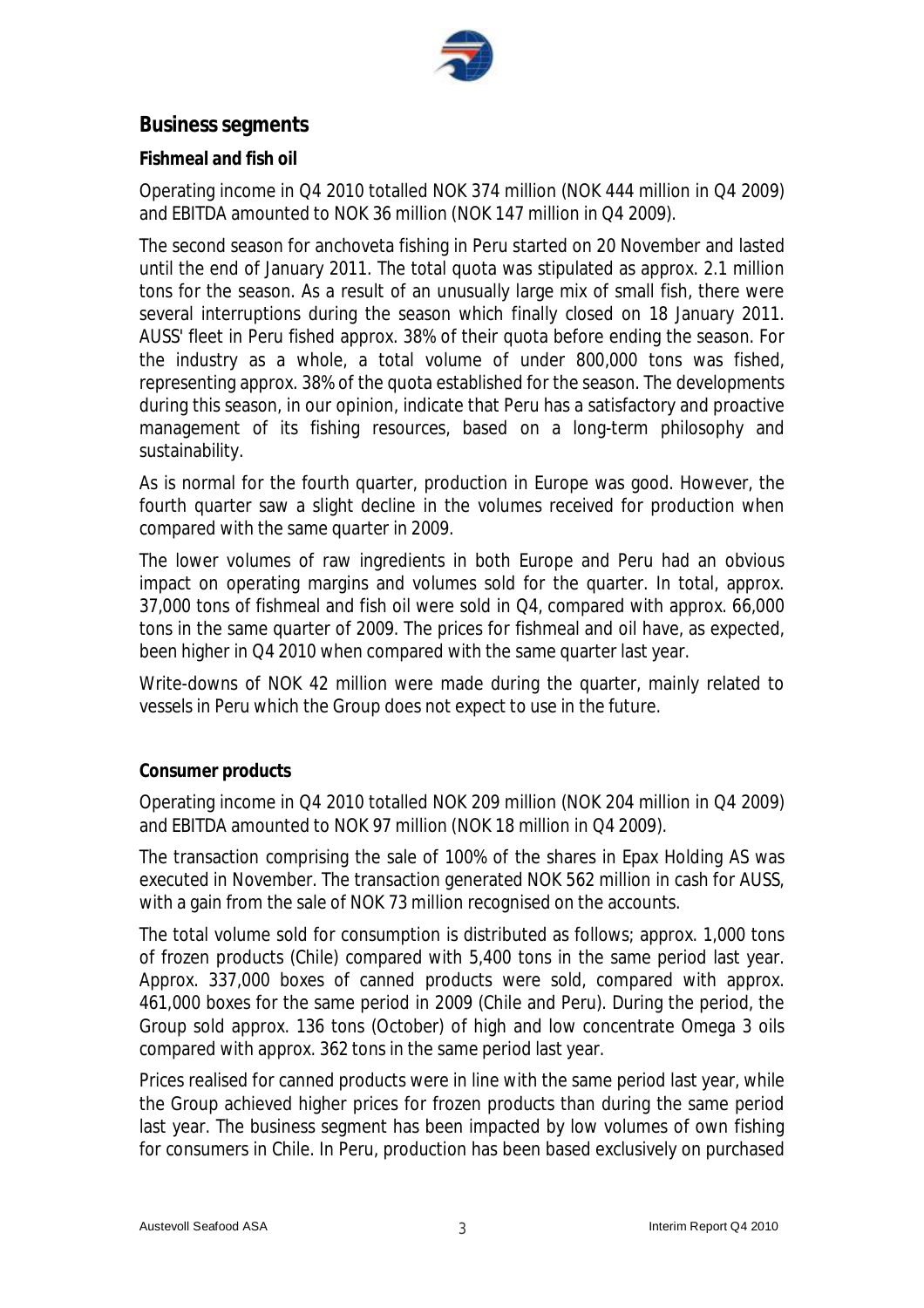## Business segments

### Fishmeal and fish oil

Operating income in Q4 2010 totalled NOK 374 million (NOK 444 million in Q4 2009) and EBITDA amounted to NOK 36 million (NOK 147 million in Q4 2009).

The second season for anchoveta fishing in Peru started on 20 November and lasted until the end of January 2011. The total quota was stipulated as approx. 2.1 million tons for the season. As a result of an unusually large mix of small fish, there were several interruptions during the season which finally closed on 18 January 2011. AUSS' fleet in Peru fished approx. 38% of their quota before ending the season. For the industry as a whole, a total volume of under 800,000 tons was fished, representing approx. 38% of the quota established for the season. The developments during this season, in our opinion, indicate that Peru has a satisfactory and proactive management of its fishing resources, based on a long-term philosophy and sustainability.

As is normal for the fourth quarter, production in Europe was good. However, the fourth quarter saw a slight decline in the volumes received for production when compared with the same quarter in 2009.

The lower volumes of raw ingredients in both Europe and Peru had an obvious impact on operating margins and volumes sold for the quarter. In total, approx. 37,000 tons of fishmeal and fish oil were sold in Q4, compared with approx. 66,000 tons in the same quarter of 2009. The prices for fishmeal and oil have, as expected, been higher in Q4 2010 when compared with the same quarter last year.

Write-downs of NOK 42 million were made during the quarter, mainly related to vessels in Peru which the Group does not expect to use in the future.

### Consumer products

Operating income in Q4 2010 totalled NOK 209 million (NOK 204 million in Q4 2009) and EBITDA amounted to NOK 97 million (NOK 18 million in Q4 2009).

The transaction comprising the sale of 100% of the shares in Epax Holding AS was executed in November. The transaction generated NOK 562 million in cash for AUSS, with a gain from the sale of NOK 73 million recognised on the accounts.

The total volume sold for consumption is distributed as follows; approx. 1,000 tons of frozen products (Chile) compared with 5,400 tons in the same period last year. Approx. 337,000 boxes of canned products were sold, compared with approx. 461,000 boxes for the same period in 2009 (Chile and Peru). During the period, the Group sold approx. 136 tons (October) of high and low concentrate Omega 3 oils compared with approx. 362 tons in the same period last year.

Prices realised for canned products were in line with the same period last year, while the Group achieved higher prices for frozen products than during the same period last year. The business segment has been impacted by low volumes of own fishing for consumers in Chile. In Peru, production has been based exclusively on purchased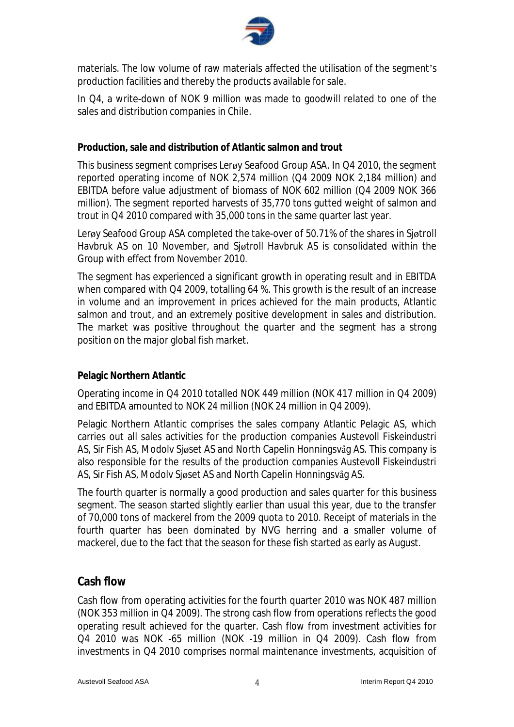materials. The low volume of raw materials affected the utilisation of the segment's production facilities and thereby the products available for sale.

In Q4, a write-down of NOK 9 million was made to goodwill related to one of the sales and distribution companies in Chile.

**Production, sale and distribution of Atlantic salmon and trout**

This business segment comprises Lerøy Seafood Group ASA. In Q4 2010, the segment reported operating income of NOK 2,574 million (Q4 2009 NOK 2,184 million) and EBITDA before value adjustment of biomass of NOK 602 million (Q4 2009 NOK 366 million). The segment reported harvests of 35,770 tons gutted weight of salmon and trout in Q4 2010 compared with 35,000 tons in the same quarter last year.

Lerøy Seafood Group ASA completed the take-over of 50.71% of the shares in Sjøtroll Havbruk AS on 10 November, and Sjøtroll Havbruk AS is consolidated within the Group with effect from November 2010.

The segment has experienced a significant growth in operating result and in EBITDA when compared with Q4 2009, totalling 64 %. This growth is the result of an increase in volume and an improvement in prices achieved for the main products, Atlantic salmon and trout, and an extremely positive development in sales and distribution. The market was positive throughout the quarter and the segment has a strong position on the major global fish market.

**Pelagic Northern Atlantic**

Operating income in Q4 2010 totalled NOK 449 million (NOK 417 million in Q4 2009) and EBITDA amounted to NOK 24 million (NOK 24 million in Q4 2009).

Pelagic Northern Atlantic comprises the sales company Atlantic Pelagic AS, which carries out all sales activities for the production companies Austevoll Fiskeindustri AS, Sir Fish AS, Modolv Sjøset AS and North Capelin Honningsvåg AS. This company is also responsible for the results of the production companies Austevoll Fiskeindustri AS, Sir Fish AS, Modolv Sjøset AS and North Capelin Honningsvåg AS.

The fourth quarter is normally a good production and sales quarter for this business segment. The season started slightly earlier than usual this year, due to the transfer of 70,000 tons of mackerel from the 2009 quota to 2010. Receipt of materials in the fourth quarter has been dominated by NVG herring and a smaller volume of mackerel, due to the fact that the season for these fish started as early as August.

## Cash flow

Cash flow from operating activities for the fourth quarter 2010 was NOK 487 million (NOK 353 million in Q4 2009). The strong cash flow from operations reflects the good operating result achieved for the quarter. Cash flow from investment activities for Q4 2010 was NOK -65 million (NOK -19 million in Q4 2009). Cash flow from investments in Q4 2010 comprises normal maintenance investments, acquisition of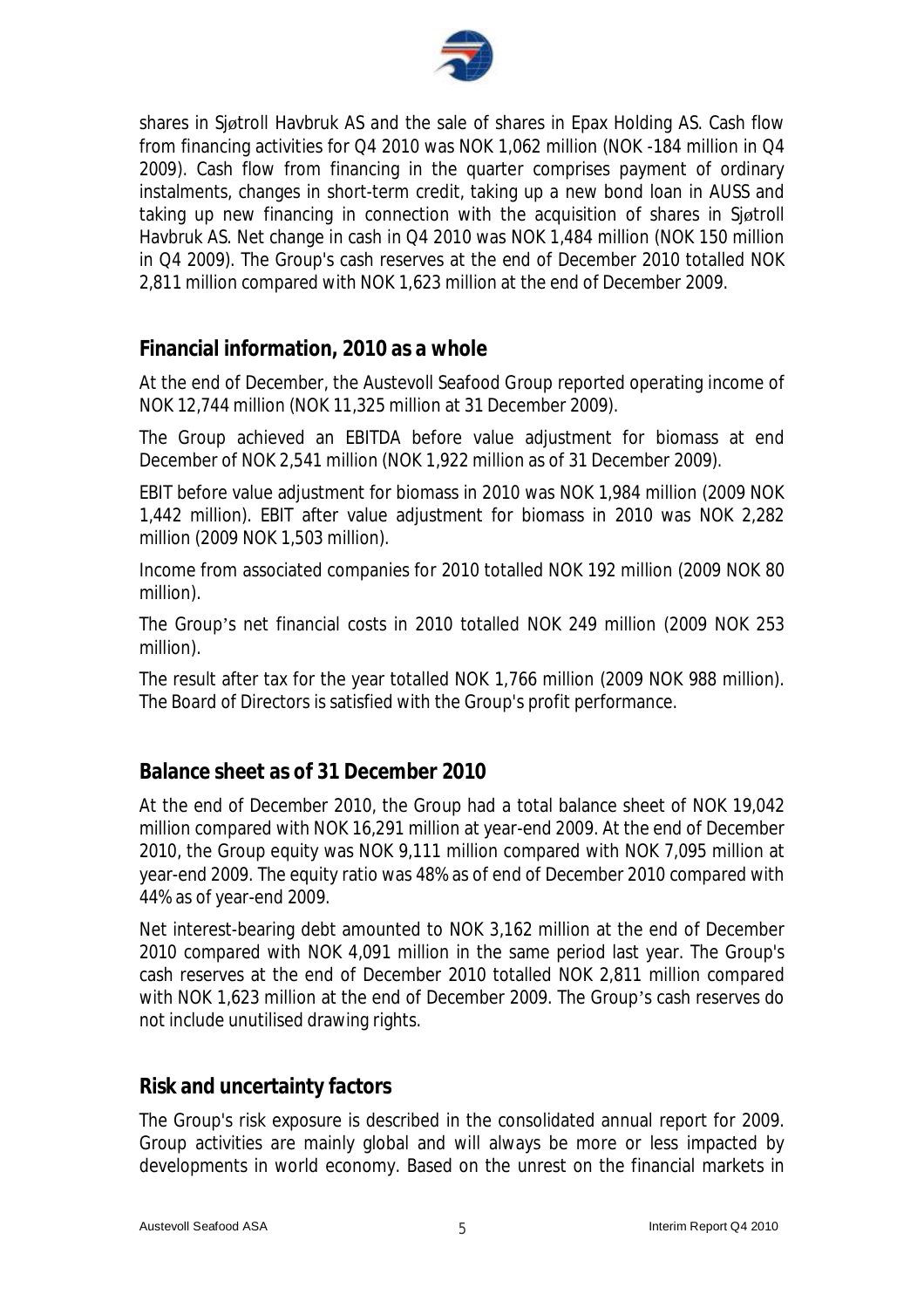shares in Sjøtroll Havbruk AS and the sale of shares in Epax Holding AS. Cash flow from financing activities for Q4 2010 was NOK 1,062 million (NOK -184 million in Q4 2009). Cash flow from financing in the quarter comprises payment of ordinary instalments, changes in short-term credit, taking up a new bond loan in AUSS and taking up new financing in connection with the acquisition of shares in Sjøtroll Havbruk AS. Net change in cash in Q4 2010 was NOK 1,484 million (NOK 150 million in Q4 2009). The Group's cash reserves at the end of December 2010 totalled NOK 2,811 million compared with NOK 1,623 million at the end of December 2009.

## Financial information, 2010 as a whole

At the end of December, the Austevoll Seafood Group reported operating income of NOK 12,744 million (NOK 11,325 million at 31 December 2009).

The Group achieved an EBITDA before value adjustment for biomass at end December of NOK 2,541 million (NOK 1,922 million as of 31 December 2009).

EBIT before value adjustment for biomass in 2010 was NOK 1,984 million (2009 NOK 1,442 million). EBIT after value adjustment for biomass in 2010 was NOK 2,282 million (2009 NOK 1,503 million).

Income from associated companies for 2010 totalled NOK 192 million (2009 NOK 80 million).

The Group's net financial costs in 2010 totalled NOK 249 million (2009 NOK 253 million).

The result after tax for the year totalled NOK 1,766 million (2009 NOK 988 million). The Board of Directors is satisfied with the Group's profit performance.

## Balance sheet as of 31 December 2010

At the end of December 2010, the Group had a total balance sheet of NOK 19,042 million compared with NOK 16,291 million at year-end 2009. At the end of December 2010, the Group equity was NOK 9,111 million compared with NOK 7,095 million at year-end 2009. The equity ratio was 48% as of end of December 2010 compared with 44% as of year-end 2009.

Net interest-bearing debt amounted to NOK 3,162 million at the end of December 2010 compared with NOK 4,091 million in the same period last year. The Group's cash reserves at the end of December 2010 totalled NOK 2,811 million compared with NOK 1,623 million at the end of December 2009. The Group's cash reserves do not include unutilised drawing rights.

## Risk and uncertainty factors

The Group's risk exposure is described in the consolidated annual report for 2009. Group activities are mainly global and will always be more or less impacted by developments in world economy. Based on the unrest on the financial markets in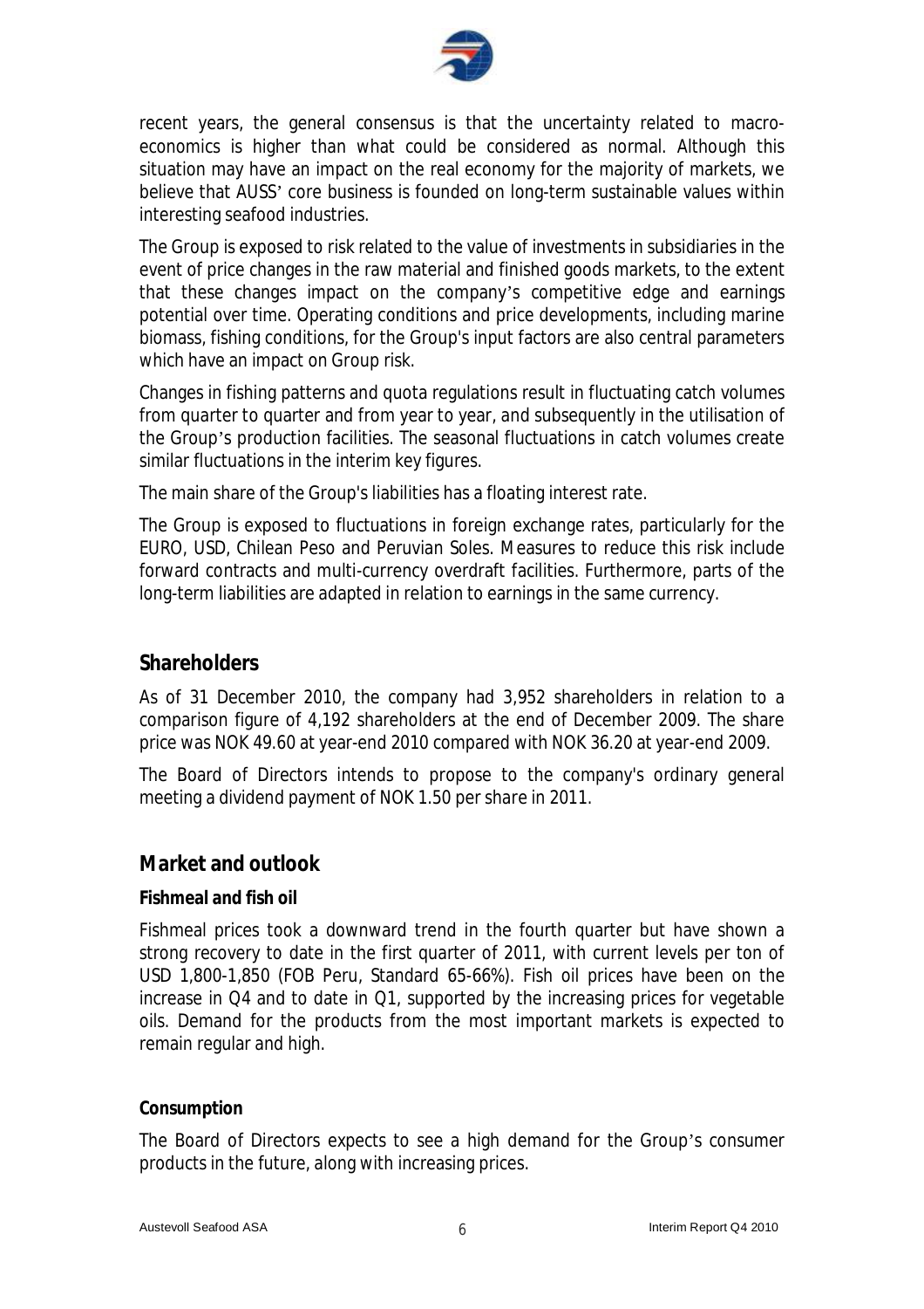recent years, the general consensus is that the uncertainty related to macro-economics is higher than what could be considered as normal. Although this situation may have an impact on the real economy for the majority of markets, we believe that AUSS' core business is founded on long-term sustainable values within interesting seafood industries.

The Group is exposed to risk related to the value of investments in subsidiaries in the event of price changes in the raw material and finished goods markets, to the extent that these changes impact on the company's competitive edge and earnings potential over time. Operating conditions and price developments, including marine biomass, fishing conditions, for the Group's input factors are also central parameters which have an impact on Group risk.

Changes in fishing patterns and quota regulations result in fluctuating catch volumes from quarter to quarter and from year to year, and subsequently in the utilisation of the Group's production facilities. The seasonal fluctuations in catch volumes create similar fluctuations in the interim key figures.

The main share of the Group's liabilities has a floating interest rate.

The Group is exposed to fluctuations in foreign exchange rates, particularly for the EURO, USD, Chilean Peso and Peruvian Soles. Measures to reduce this risk include forward contracts and multi-currency overdraft facilities. Furthermore, parts of the long-term liabilities are adapted in relation to earnings in the same currency.

## Shareholders

As of 31 December 2010, the company had 3,952 shareholders in relation to a comparison figure of 4,192 shareholders at the end of December 2009. The share price was NOK 49.60 at year-end 2010 compared with NOK 36.20 at year-end 2009.

The Board of Directors intends to propose to the company's ordinary general meeting a dividend payment of NOK 1.50 per share in 2011.

## Market and outlook

### Fishmeal and fish oil

Fishmeal prices took a downward trend in the fourth quarter but have shown a strong recovery to date in the first quarter of 2011, with current levels per ton of USD 1,800-1,850 (FOB Peru, Standard 65-66%). Fish oil prices have been on the increase in Q4 and to date in Q1, supported by the increasing prices for vegetable oils. Demand for the products from the most important markets is expected to remain regular and high.

### Consumption

The Board of Directors expects to see a high demand for the Group's consumer products in the future, along with increasing prices.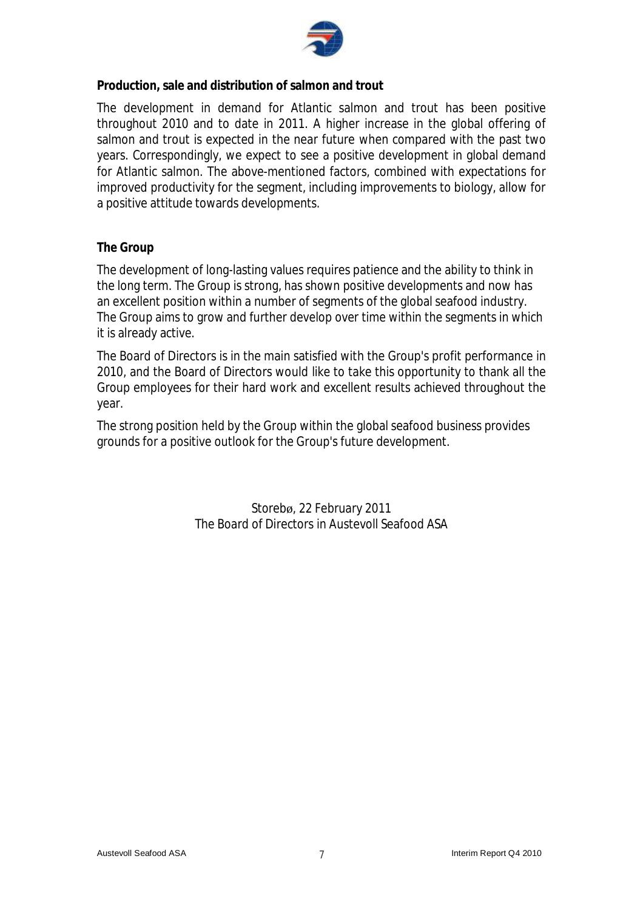**Production, sale and distribution of salmon and trout**

The development in demand for Atlantic salmon and trout has been positive throughout 2010 and to date in 2011. A higher increase in the global offering of salmon and trout is expected in the near future when compared with the past two years. Correspondingly, we expect to see a positive development in global demand for Atlantic salmon. The above-mentioned factors, combined with expectations for improved productivity for the segment, including improvements to biology, allow for a positive attitude towards developments.

**The Group**

The development of long-lasting values requires patience and the ability to think in the long term. The Group is strong, has shown positive developments and now has an excellent position within a number of segments of the global seafood industry. The Group aims to grow and further develop over time within the segments in which it is already active.

The Board of Directors is in the main satisfied with the Group's profit performance in 2010, and the Board of Directors would like to take this opportunity to thank all the Group employees for their hard work and excellent results achieved throughout the year.

The strong position held by the Group within the global seafood business provides grounds for a positive outlook for the Group's future development.

Storebø, 22 February 2011
The Board of Directors in Austevoll Seafood ASA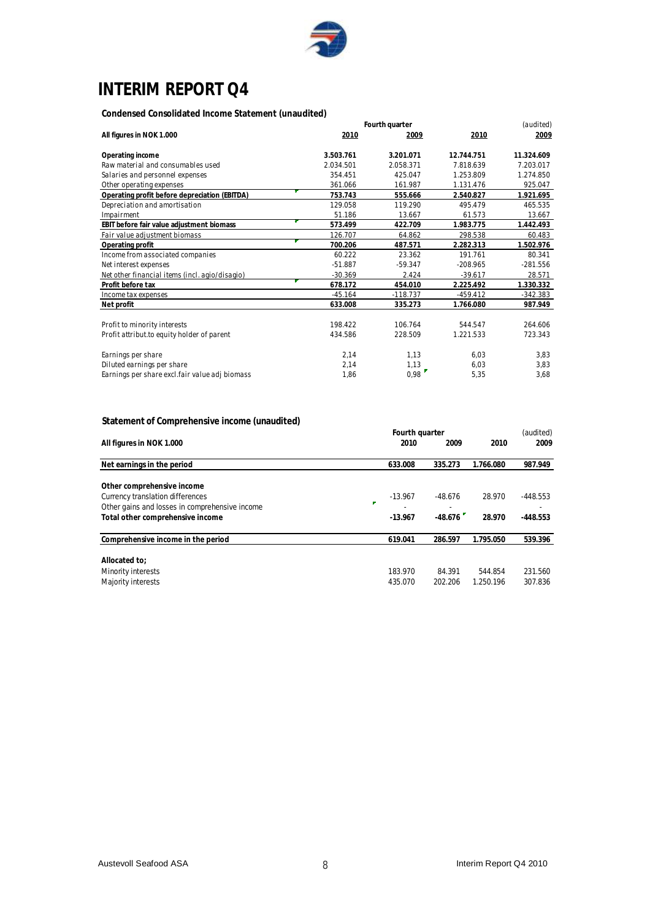# INTERIM REPORT Q4

**Condensed Consolidated Income Statement (unaudited)**

| All figures in NOK 1.000 | Fourth quarter 2010 | 2009 | 2010 | (audited) 2009 |
|---|---|---|---|---|
| **Operating income** | **3.503.761** | **3.201.071** | **12.744.751** | **11.324.609** |
| Raw material and consumables used | 2.034.501 | 2.058.371 | 7.818.639 | 7.203.017 |
| Salaries and personnel expenses | 354.451 | 425.047 | 1.253.809 | 1.274.850 |
| Other operating expenses | 361.066 | 161.987 | 1.131.476 | 925.047 |
| **Operating profit before depreciation (EBITDA)** | **753.743** | **555.666** | **2.540.827** | **1.921.695** |
| Depreciation and amortisation | 129.058 | 119.290 | 495.479 | 465.535 |
| Impairment | 51.186 | 13.667 | 61.573 | 13.667 |
| **EBIT before fair value adjustment biomass** | **573.499** | **422.709** | **1.983.775** | **1.442.493** |
| Fair value adjustment biomass | 126.707 | 64.862 | 298.538 | 60.483 |
| **Operating profit** | **700.206** | **487.571** | **2.282.313** | **1.502.976** |
| Income from associated companies | 60.222 | 23.362 | 191.761 | 80.341 |
| Net interest expenses | -51.887 | -59.347 | -208.965 | -281.556 |
| Net other financial items (incl. agio/disagio) | -30.369 | 2.424 | -39.617 | 28.571 |
| **Profit before tax** | **678.172** | **454.010** | **2.225.492** | **1.330.332** |
| Income tax expenses | -45.164 | -118.737 | -459.412 | -342.383 |
| **Net profit** | **633.008** | **335.273** | **1.766.080** | **987.949** |
| | | | | |
| Profit to minority interests | 198.422 | 106.764 | 544.547 | 264.606 |
| Profit attribut.to equity holder of parent | 434.586 | 228.509 | 1.221.533 | 723.343 |
| | | | | |
| Earnings per share | 2,14 | 1,13 | 6,03 | 3,83 |
| Diluted earnings per share | 2,14 | 1,13 | 6,03 | 3,83 |
| Earnings per share excl.fair value adj biomass | 1,86 | 0,98 | 5,35 | 3,68 |

**Statement of Comprehensive income (unaudited)**

| All figures in NOK 1.000 | Fourth quarter 2010 | 2009 | 2010 | (audited) 2009 |
|---|---|---|---|---|
| **Net earnings in the period** | **633.008** | **335.273** | **1.766.080** | **987.949** |
| | | | | |
| **Other comprehensive income** | | | | |
| Currency translation differences | -13.967 | -48.676 | 28.970 | -448.553 |
| Other gains and losses in comprehensive income | - | - | | - |
| **Total other comprehensive income** | **-13.967** | **-48.676** | **28.970** | **-448.553** |
| | | | | |
| **Comprehensive income in the period** | **619.041** | **286.597** | **1.795.050** | **539.396** |
| | | | | |
| **Allocated to;** | | | | |
| Minority interests | 183.970 | 84.391 | 544.854 | 231.560 |
| Majority interests | 435.070 | 202.206 | 1.250.196 | 307.836 |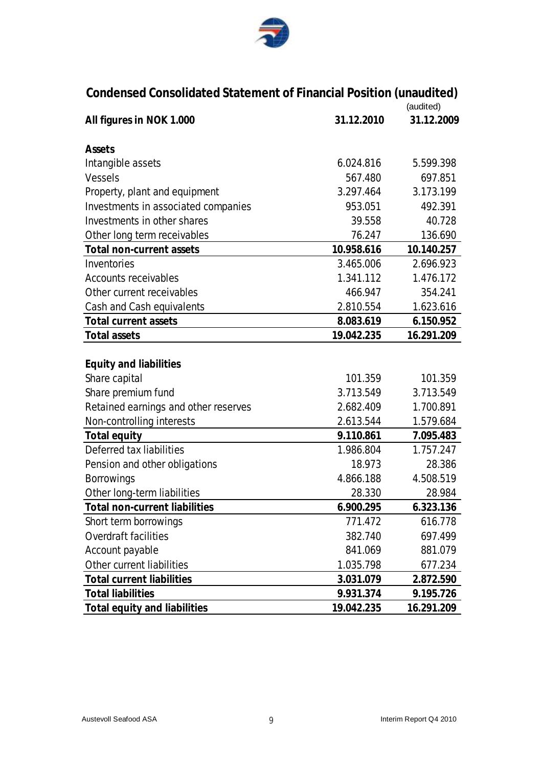## Condensed Consolidated Statement of Financial Position (unaudited)

| All figures in NOK 1.000 | 31.12.2010 | (audited) 31.12.2009 |
|---|---|---|
| **Assets** | | |
| Intangible assets | 6.024.816 | 5.599.398 |
| Vessels | 567.480 | 697.851 |
| Property, plant and equipment | 3.297.464 | 3.173.199 |
| Investments in associated companies | 953.051 | 492.391 |
| Investments in other shares | 39.558 | 40.728 |
| Other long term receivables | 76.247 | 136.690 |
| **Total non-current assets** | **10.958.616** | **10.140.257** |
| Inventories | 3.465.006 | 2.696.923 |
| Accounts receivables | 1.341.112 | 1.476.172 |
| Other current receivables | 466.947 | 354.241 |
| Cash and Cash equivalents | 2.810.554 | 1.623.616 |
| **Total current assets** | **8.083.619** | **6.150.952** |
| **Total assets** | **19.042.235** | **16.291.209** |
| | | |
| **Equity and liabilities** | | |
| Share capital | 101.359 | 101.359 |
| Share premium fund | 3.713.549 | 3.713.549 |
| Retained earnings and other reserves | 2.682.409 | 1.700.891 |
| Non-controlling interests | 2.613.544 | 1.579.684 |
| **Total equity** | **9.110.861** | **7.095.483** |
| Deferred tax liabilities | 1.986.804 | 1.757.247 |
| Pension and other obligations | 18.973 | 28.386 |
| Borrowings | 4.866.188 | 4.508.519 |
| Other long-term liabilities | 28.330 | 28.984 |
| **Total non-current liabilities** | **6.900.295** | **6.323.136** |
| Short term borrowings | 771.472 | 616.778 |
| Overdraft facilities | 382.740 | 697.499 |
| Account payable | 841.069 | 881.079 |
| Other current liabilities | 1.035.798 | 677.234 |
| **Total current liabilities** | **3.031.079** | **2.872.590** |
| **Total liabilities** | **9.931.374** | **9.195.726** |
| **Total equity and liabilities** | **19.042.235** | **16.291.209** |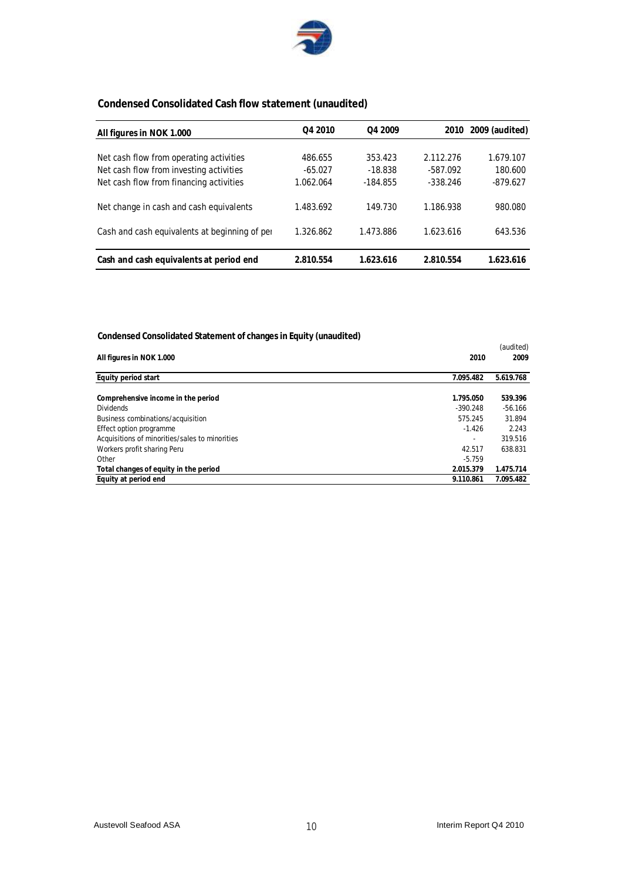## Condensed Consolidated Cash flow statement (unaudited)

| All figures in NOK 1.000 | Q4 2010 | Q4 2009 | 2010 | 2009 (audited) |
|---|---|---|---|---|
| Net cash flow from operating activities | 486.655 | 353.423 | 2.112.276 | 1.679.107 |
| Net cash flow from investing activities | -65.027 | -18.838 | -587.092 | 180.600 |
| Net cash flow from financing activities | 1.062.064 | -184.855 | -338.246 | -879.627 |
| Net change in cash and cash equivalents | 1.483.692 | 149.730 | 1.186.938 | 980.080 |
| Cash and cash equivalents at beginning of per | 1.326.862 | 1.473.886 | 1.623.616 | 643.536 |
| **Cash and cash equivalents at period end** | **2.810.554** | **1.623.616** | **2.810.554** | **1.623.616** |

## Condensed Consolidated Statement of changes in Equity (unaudited)

| All figures in NOK 1.000 | 2010 | (audited) 2009 |
|---|---|---|
| **Equity period start** | **7.095.482** | **5.619.768** |
| **Comprehensive income in the period** | **1.795.050** | **539.396** |
| Dividends | -390.248 | -56.166 |
| Business combinations/acquisition | 575.245 | 31.894 |
| Effect option programme | -1.426 | 2.243 |
| Acquisitions of minorities/sales to minorities | - | 319.516 |
| Workers profit sharing Peru | 42.517 | 638.831 |
| Other | -5.759 | |
| **Total changes of equity in the period** | **2.015.379** | **1.475.714** |
| **Equity at period end** | **9.110.861** | **7.095.482** |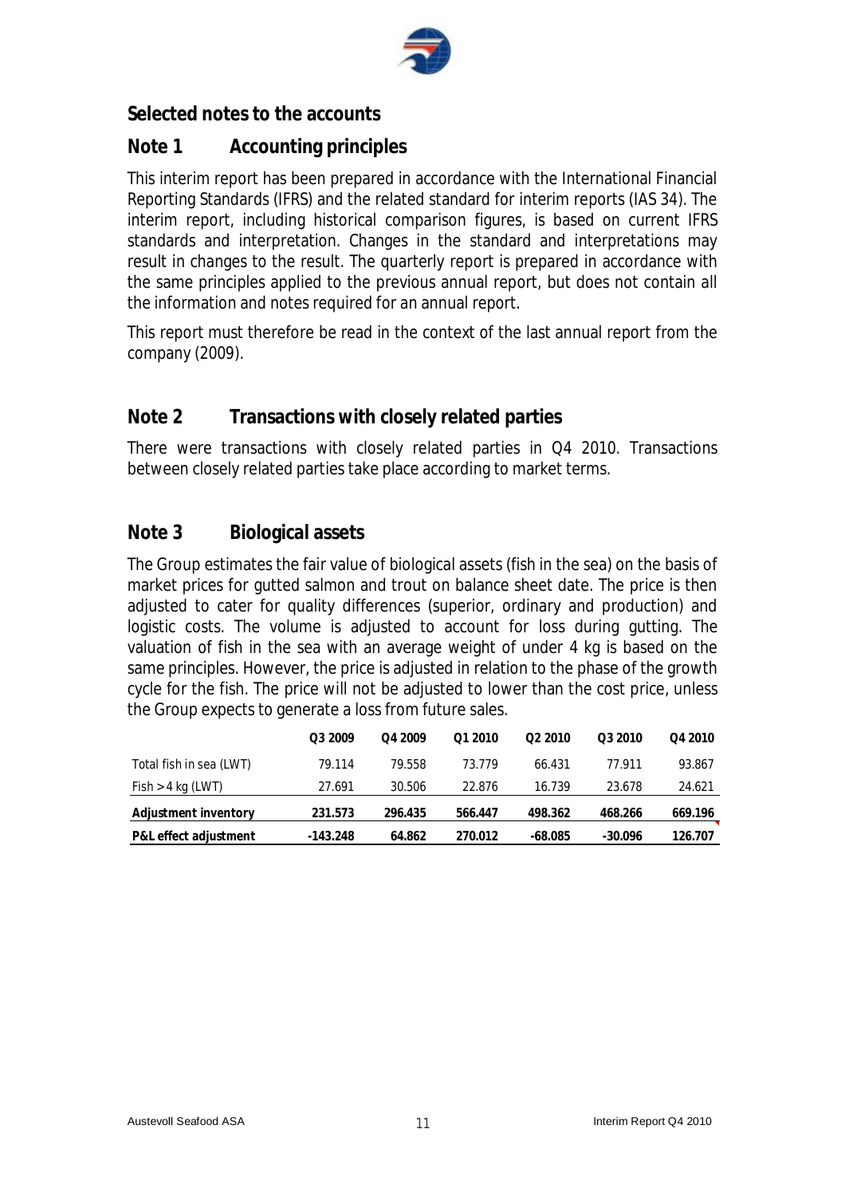## Selected notes to the accounts

## Note 1 Accounting principles

This interim report has been prepared in accordance with the International Financial Reporting Standards (IFRS) and the related standard for interim reports (IAS 34). The interim report, including historical comparison figures, is based on current IFRS standards and interpretation. Changes in the standard and interpretations may result in changes to the result. The quarterly report is prepared in accordance with the same principles applied to the previous annual report, but does not contain all the information and notes required for an annual report.

This report must therefore be read in the context of the last annual report from the company (2009).

## Note 2 Transactions with closely related parties

There were transactions with closely related parties in Q4 2010. Transactions between closely related parties take place according to market terms.

## Note 3 Biological assets

The Group estimates the fair value of biological assets (fish in the sea) on the basis of market prices for gutted salmon and trout on balance sheet date. The price is then adjusted to cater for quality differences (superior, ordinary and production) and logistic costs. The volume is adjusted to account for loss during gutting. The valuation of fish in the sea with an average weight of under 4 kg is based on the same principles. However, the price is adjusted in relation to the phase of the growth cycle for the fish. The price will not be adjusted to lower than the cost price, unless the Group expects to generate a loss from future sales.

| | Q3 2009 | Q4 2009 | Q1 2010 | Q2 2010 | Q3 2010 | Q4 2010 |
|---|---|---|---|---|---|---|
| Total fish in sea (LWT) | 79.114 | 79.558 | 73.779 | 66.431 | 77.911 | 93.867 |
| Fish > 4 kg (LWT) | 27.691 | 30.506 | 22.876 | 16.739 | 23.678 | 24.621 |
| **Adjustment inventory** | **231.573** | **296.435** | **566.447** | **498.362** | **468.266** | **669.196** |
| **P&L effect adjustment** | **-143.248** | **64.862** | **270.012** | **-68.085** | **-30.096** | **126.707** |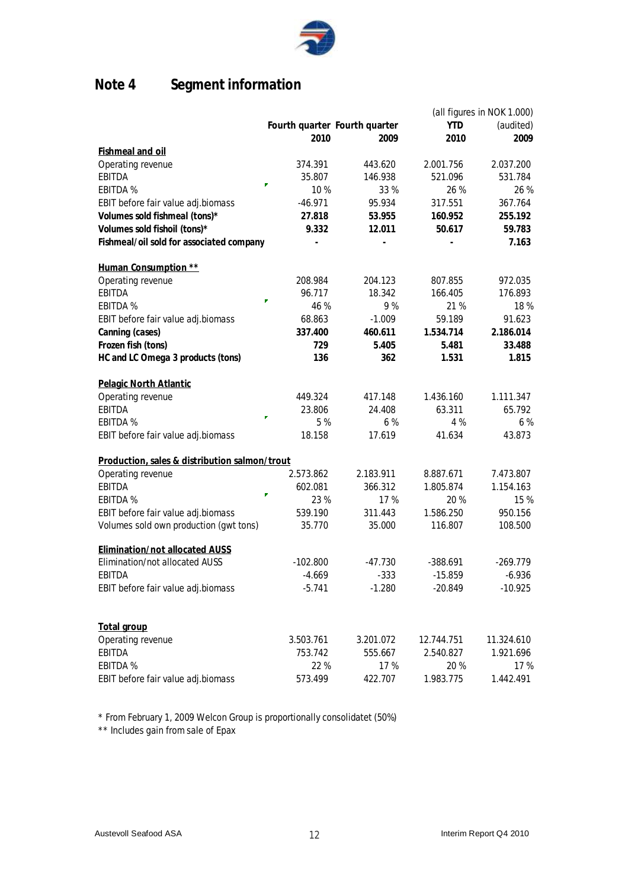## Note 4 Segment information

| | Fourth quarter 2010 | Fourth quarter 2009 | YTD 2010 | (audited) 2009 |
|---|---|---|---|---|
| | | | | (all figures in NOK 1.000) |
| **Fishmeal and oil** | | | | |
| Operating revenue | 374.391 | 443.620 | 2.001.756 | 2.037.200 |
| EBITDA | 35.807 | 146.938 | 521.096 | 531.784 |
| EBITDA % | 10 % | 33 % | 26 % | 26 % |
| EBIT before fair value adj.biomass | -46.971 | 95.934 | 317.551 | 367.764 |
| **Volumes sold fishmeal (tons)*** | **27.818** | **53.955** | **160.952** | **255.192** |
| **Volumes sold fishoil (tons)*** | **9.332** | **12.011** | **50.617** | **59.783** |
| **Fishmeal/oil sold for associated company** | **-** | **-** | **-** | **7.163** |
| **Human Consumption ** ** | | | | |
| Operating revenue | 208.984 | 204.123 | 807.855 | 972.035 |
| EBITDA | 96.717 | 18.342 | 166.405 | 176.893 |
| EBITDA % | 46 % | 9 % | 21 % | 18 % |
| EBIT before fair value adj.biomass | 68.863 | -1.009 | 59.189 | 91.623 |
| **Canning (cases)** | **337.400** | **460.611** | **1.534.714** | **2.186.014** |
| **Frozen fish (tons)** | **729** | **5.405** | **5.481** | **33.488** |
| **HC and LC Omega 3 products (tons)** | **136** | **362** | **1.531** | **1.815** |
| **Pelagic North Atlantic** | | | | |
| Operating revenue | 449.324 | 417.148 | 1.436.160 | 1.111.347 |
| EBITDA | 23.806 | 24.408 | 63.311 | 65.792 |
| EBITDA % | 5 % | 6 % | 4 % | 6 % |
| EBIT before fair value adj.biomass | 18.158 | 17.619 | 41.634 | 43.873 |
| **Production, sales & distribution salmon/trout** | | | | |
| Operating revenue | 2.573.862 | 2.183.911 | 8.887.671 | 7.473.807 |
| EBITDA | 602.081 | 366.312 | 1.805.874 | 1.154.163 |
| EBITDA % | 23 % | 17 % | 20 % | 15 % |
| EBIT before fair value adj.biomass | 539.190 | 311.443 | 1.586.250 | 950.156 |
| Volumes sold own production (gwt tons) | 35.770 | 35.000 | 116.807 | 108.500 |
| **Elimination/not allocated AUSS** | | | | |
| Elimination/not allocated AUSS | -102.800 | -47.730 | -388.691 | -269.779 |
| EBITDA | -4.669 | -333 | -15.859 | -6.936 |
| EBIT before fair value adj.biomass | -5.741 | -1.280 | -20.849 | -10.925 |
| **Total group** | | | | |
| Operating revenue | 3.503.761 | 3.201.072 | 12.744.751 | 11.324.610 |
| EBITDA | 753.742 | 555.667 | 2.540.827 | 1.921.696 |
| EBITDA % | 22 % | 17 % | 20 % | 17 % |
| EBIT before fair value adj.biomass | 573.499 | 422.707 | 1.983.775 | 1.442.491 |

* From February 1, 2009 Welcon Group is proportionally consolidatet (50%)

** Includes gain from sale of Epax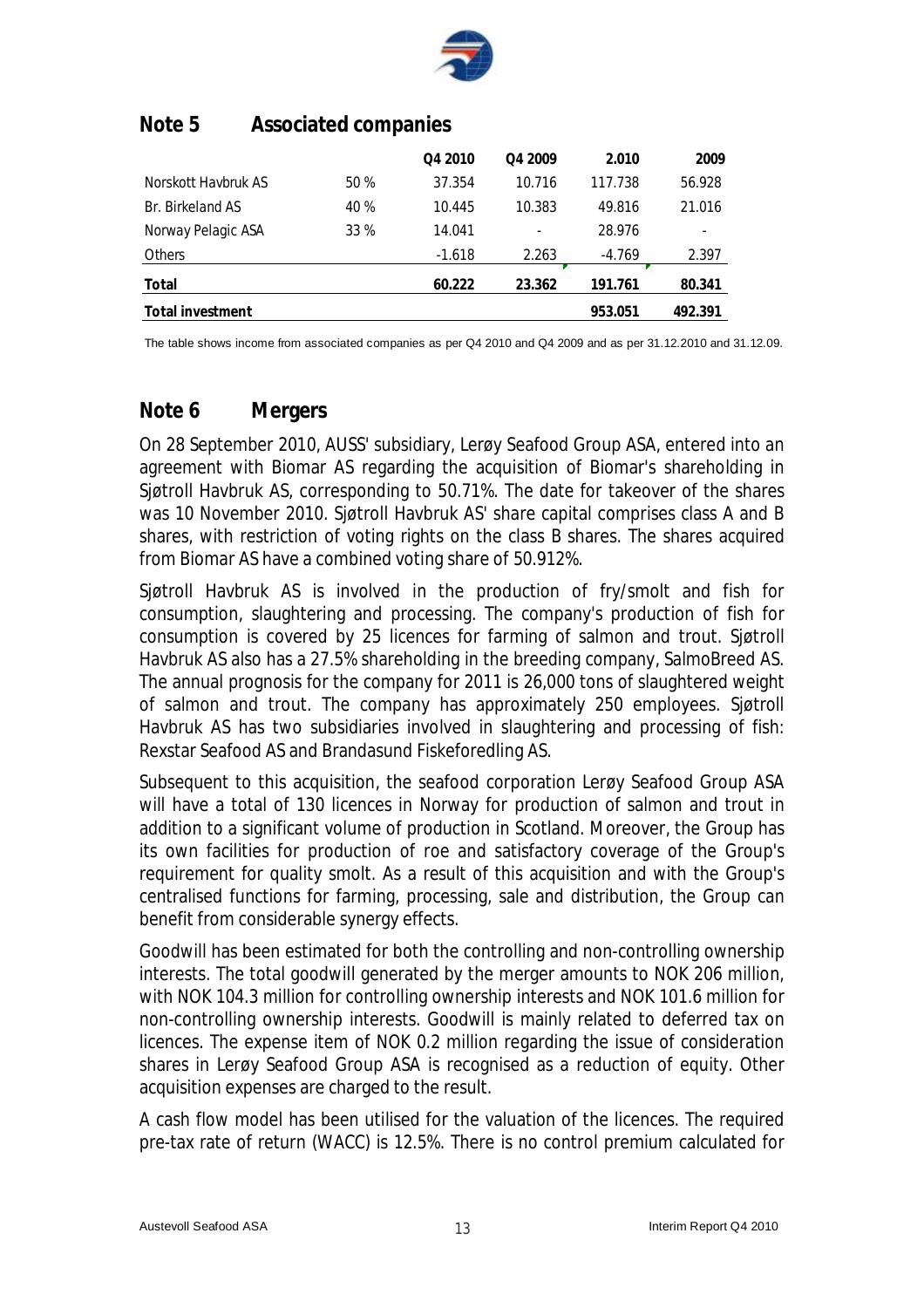## Note 5 Associated companies

| | | Q4 2010 | Q4 2009 | 2.010 | 2009 |
|---|---|---|---|---|---|
| Norskott Havbruk AS | 50 % | 37.354 | 10.716 | 117.738 | 56.928 |
| Br. Birkeland AS | 40 % | 10.445 | 10.383 | 49.816 | 21.016 |
| Norway Pelagic ASA | 33 % | 14.041 | - | 28.976 | - |
| Others | | -1.618 | 2.263 | -4.769 | 2.397 |
| **Total** | | **60.222** | **23.362** | **191.761** | **80.341** |
| **Total investment** | | | | **953.051** | **492.391** |

The table shows income from associated companies as per Q4 2010 and Q4 2009 and as per 31.12.2010 and 31.12.09.

## Note 6 Mergers

On 28 September 2010, AUSS' subsidiary, Lerøy Seafood Group ASA, entered into an agreement with Biomar AS regarding the acquisition of Biomar's shareholding in Sjøtroll Havbruk AS, corresponding to 50.71%. The date for takeover of the shares was 10 November 2010. Sjøtroll Havbruk AS' share capital comprises class A and B shares, with restriction of voting rights on the class B shares. The shares acquired from Biomar AS have a combined voting share of 50.912%.

Sjøtroll Havbruk AS is involved in the production of fry/smolt and fish for consumption, slaughtering and processing. The company's production of fish for consumption is covered by 25 licences for farming of salmon and trout. Sjøtroll Havbruk AS also has a 27.5% shareholding in the breeding company, SalmoBreed AS. The annual prognosis for the company for 2011 is 26,000 tons of slaughtered weight of salmon and trout. The company has approximately 250 employees. Sjøtroll Havbruk AS has two subsidiaries involved in slaughtering and processing of fish: Rexstar Seafood AS and Brandasund Fiskeforedling AS.

Subsequent to this acquisition, the seafood corporation Lerøy Seafood Group ASA will have a total of 130 licences in Norway for production of salmon and trout in addition to a significant volume of production in Scotland. Moreover, the Group has its own facilities for production of roe and satisfactory coverage of the Group's requirement for quality smolt. As a result of this acquisition and with the Group's centralised functions for farming, processing, sale and distribution, the Group can benefit from considerable synergy effects.

Goodwill has been estimated for both the controlling and non-controlling ownership interests. The total goodwill generated by the merger amounts to NOK 206 million, with NOK 104.3 million for controlling ownership interests and NOK 101.6 million for non-controlling ownership interests. Goodwill is mainly related to deferred tax on licences. The expense item of NOK 0.2 million regarding the issue of consideration shares in Lerøy Seafood Group ASA is recognised as a reduction of equity. Other acquisition expenses are charged to the result.

A cash flow model has been utilised for the valuation of the licences. The required pre-tax rate of return (WACC) is 12.5%. There is no control premium calculated for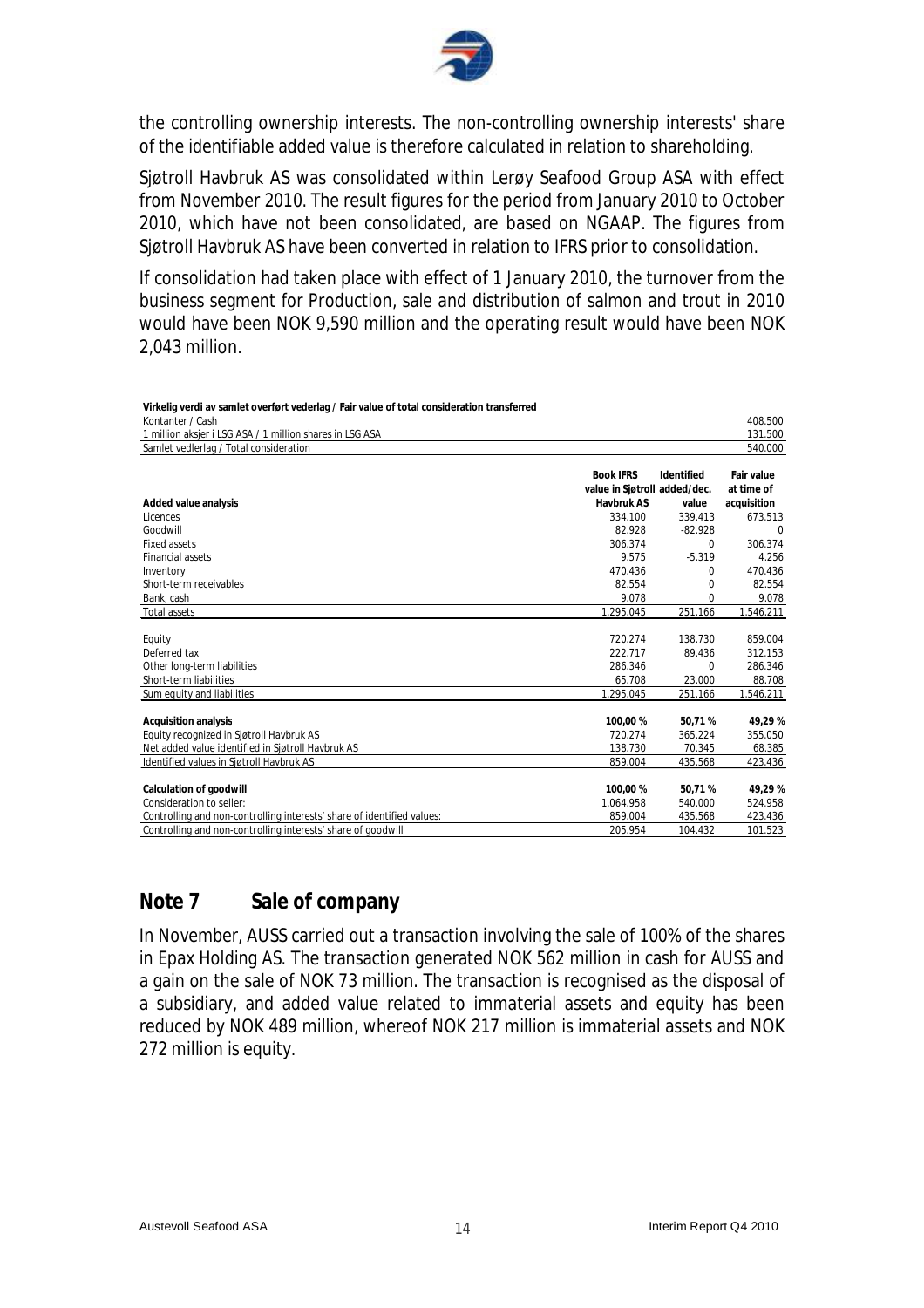the controlling ownership interests. The non-controlling ownership interests' share of the identifiable added value is therefore calculated in relation to shareholding.

Sjøtroll Havbruk AS was consolidated within Lerøy Seafood Group ASA with effect from November 2010. The result figures for the period from January 2010 to October 2010, which have not been consolidated, are based on NGAAP. The figures from Sjøtroll Havbruk AS have been converted in relation to IFRS prior to consolidation.

If consolidation had taken place with effect of 1 January 2010, the turnover from the business segment for Production, sale and distribution of salmon and trout in 2010 would have been NOK 9,590 million and the operating result would have been NOK 2,043 million.

| **Virkelig verdi av samlet overført vederlag / Fair value of total consideration transferred** | |
|---|---|
| Kontanter / Cash | 408.500 |
| 1 million aksjer i LSG ASA / 1 million shares in LSG ASA | 131.500 |
| Samlet vedlerlag / Total consideration | 540.000 |

| **Added value analysis** | **Book IFRS value in Sjøtroll Havbruk AS** | **Identified added/dec. value** | **Fair value at time of acquisition** |
|---|---|---|---|
| Licences | 334.100 | 339.413 | 673.513 |
| Goodwill | 82.928 | -82.928 | 0 |
| Fixed assets | 306.374 | 0 | 306.374 |
| Financial assets | 9.575 | -5.319 | 4.256 |
| Inventory | 470.436 | 0 | 470.436 |
| Short-term receivables | 82.554 | 0 | 82.554 |
| Bank, cash | 9.078 | 0 | 9.078 |
| Total assets | 1.295.045 | 251.166 | 1.546.211 |
| | | | |
| Equity | 720.274 | 138.730 | 859.004 |
| Deferred tax | 222.717 | 89.436 | 312.153 |
| Other long-term liabilities | 286.346 | 0 | 286.346 |
| Short-term liabilities | 65.708 | 23.000 | 88.708 |
| Sum equity and liabilities | 1.295.045 | 251.166 | 1.546.211 |
| | | | |
| **Acquisition analysis** | **100,00 %** | **50,71 %** | **49,29 %** |
| Equity recognized in Sjøtroll Havbruk AS | 720.274 | 365.224 | 355.050 |
| Net added value identified in Sjøtroll Havbruk AS | 138.730 | 70.345 | 68.385 |
| Identified values in Sjøtroll Havbruk AS | 859.004 | 435.568 | 423.436 |
| | | | |
| **Calculation of goodwill** | **100,00 %** | **50,71 %** | **49,29 %** |
| Consideration to seller: | 1.064.958 | 540.000 | 524.958 |
| Controlling and non-controlling interests' share of identified values: | 859.004 | 435.568 | 423.436 |
| Controlling and non-controlling interests' share of goodwill | 205.954 | 104.432 | 101.523 |

## Note 7 Sale of company

In November, AUSS carried out a transaction involving the sale of 100% of the shares in Epax Holding AS. The transaction generated NOK 562 million in cash for AUSS and a gain on the sale of NOK 73 million. The transaction is recognised as the disposal of a subsidiary, and added value related to immaterial assets and equity has been reduced by NOK 489 million, whereof NOK 217 million is immaterial assets and NOK 272 million is equity.